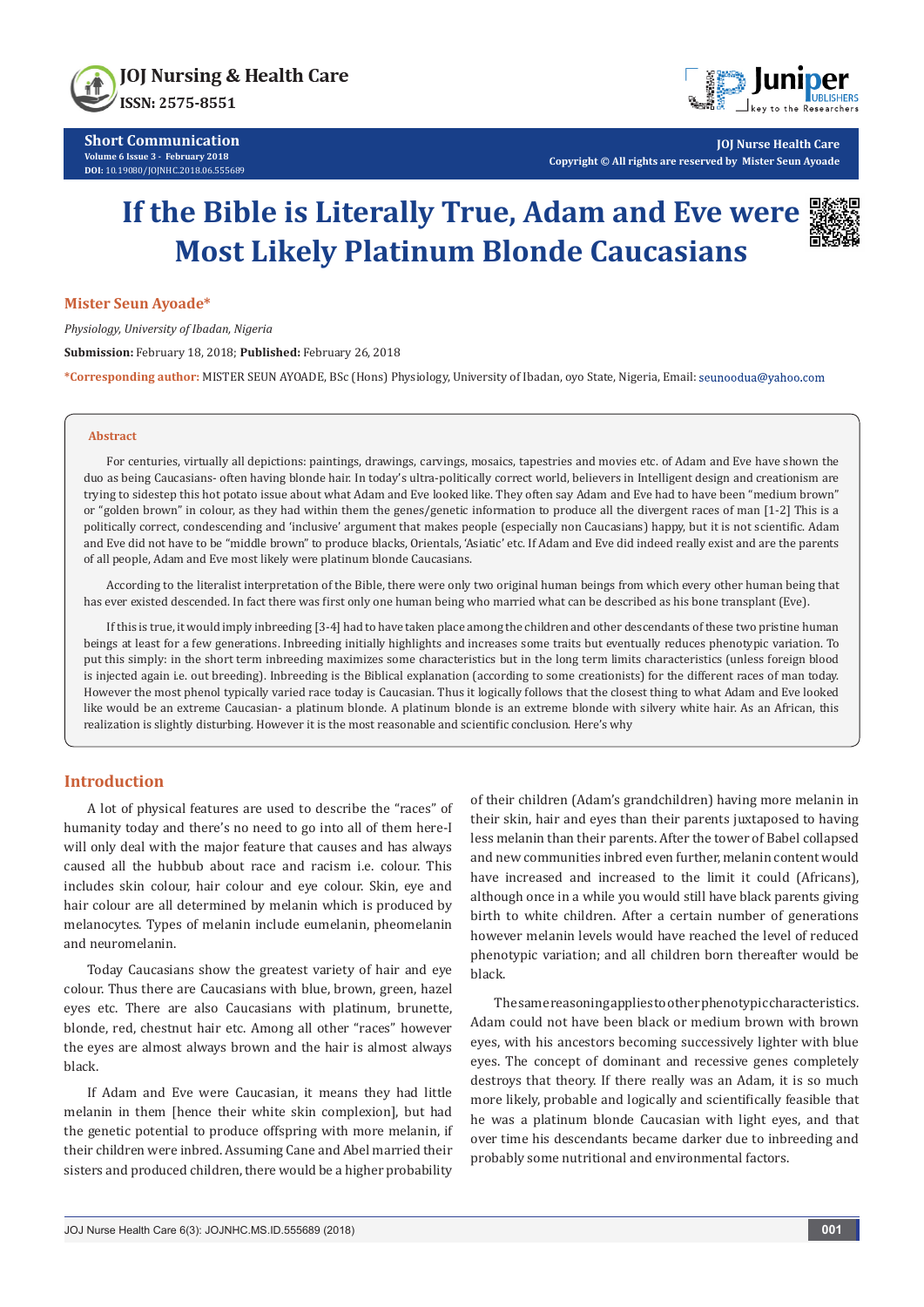Short Communication
Volume 6 Issue 3 - February 2018
DOI: 10.19080/JOJNHC.2018.06.555689

JOJ Nurse Health Care
Copyright © All rights are reserved by Mister Seun Ayoade

# If the Bible is Literally True, Adam and Eve were Most Likely Platinum Blonde Caucasians

**Mister Seun Ayoade***

*Physiology, University of Ibadan, Nigeria*

**Submission:** February 18, 2018; **Published:** February 26, 2018

***Corresponding author:** MISTER SEUN AYOADE, BSc (Hons) Physiology, University of Ibadan, oyo State, Nigeria, Email: seunoodua@yahoo.com

## Abstract

For centuries, virtually all depictions: paintings, drawings, carvings, mosaics, tapestries and movies etc. of Adam and Eve have shown the duo as being Caucasians- often having blonde hair. In today's ultra-politically correct world, believers in Intelligent design and creationism are trying to sidestep this hot potato issue about what Adam and Eve looked like. They often say Adam and Eve had to have been "medium brown" or "golden brown" in colour, as they had within them the genes/genetic information to produce all the divergent races of man [1-2] This is a politically correct, condescending and 'inclusive' argument that makes people (especially non Caucasians) happy, but it is not scientific. Adam and Eve did not have to be "middle brown" to produce blacks, Orientals, 'Asiatic' etc. If Adam and Eve did indeed really exist and are the parents of all people, Adam and Eve most likely were platinum blonde Caucasians.

According to the literalist interpretation of the Bible, there were only two original human beings from which every other human being that has ever existed descended. In fact there was first only one human being who married what can be described as his bone transplant (Eve).

If this is true, it would imply inbreeding [3-4] had to have taken place among the children and other descendants of these two pristine human beings at least for a few generations. Inbreeding initially highlights and increases some traits but eventually reduces phenotypic variation. To put this simply: in the short term inbreeding maximizes some characteristics but in the long term limits characteristics (unless foreign blood is injected again i.e. out breeding). Inbreeding is the Biblical explanation (according to some creationists) for the different races of man today. However the most phenol typically varied race today is Caucasian. Thus it logically follows that the closest thing to what Adam and Eve looked like would be an extreme Caucasian- a platinum blonde. A platinum blonde is an extreme blonde with silvery white hair. As an African, this realization is slightly disturbing. However it is the most reasonable and scientific conclusion. Here's why

## Introduction

A lot of physical features are used to describe the "races" of humanity today and there's no need to go into all of them here-I will only deal with the major feature that causes and has always caused all the hubbub about race and racism i.e. colour. This includes skin colour, hair colour and eye colour. Skin, eye and hair colour are all determined by melanin which is produced by melanocytes. Types of melanin include eumelanin, pheomelanin and neuromelanin.

Today Caucasians show the greatest variety of hair and eye colour. Thus there are Caucasians with blue, brown, green, hazel eyes etc. There are also Caucasians with platinum, brunette, blonde, red, chestnut hair etc. Among all other "races" however the eyes are almost always brown and the hair is almost always black.

If Adam and Eve were Caucasian, it means they had little melanin in them [hence their white skin complexion], but had the genetic potential to produce offspring with more melanin, if their children were inbred. Assuming Cane and Abel married their sisters and produced children, there would be a higher probability of their children (Adam's grandchildren) having more melanin in their skin, hair and eyes than their parents juxtaposed to having less melanin than their parents. After the tower of Babel collapsed and new communities inbred even further, melanin content would have increased and increased to the limit it could (Africans), although once in a while you would still have black parents giving birth to white children. After a certain number of generations however melanin levels would have reached the level of reduced phenotypic variation; and all children born thereafter would be black.

The same reasoning applies to other phenotypic characteristics. Adam could not have been black or medium brown with brown eyes, with his ancestors becoming successively lighter with blue eyes. The concept of dominant and recessive genes completely destroys that theory. If there really was an Adam, it is so much more likely, probable and logically and scientifically feasible that he was a platinum blonde Caucasian with light eyes, and that over time his descendants became darker due to inbreeding and probably some nutritional and environmental factors.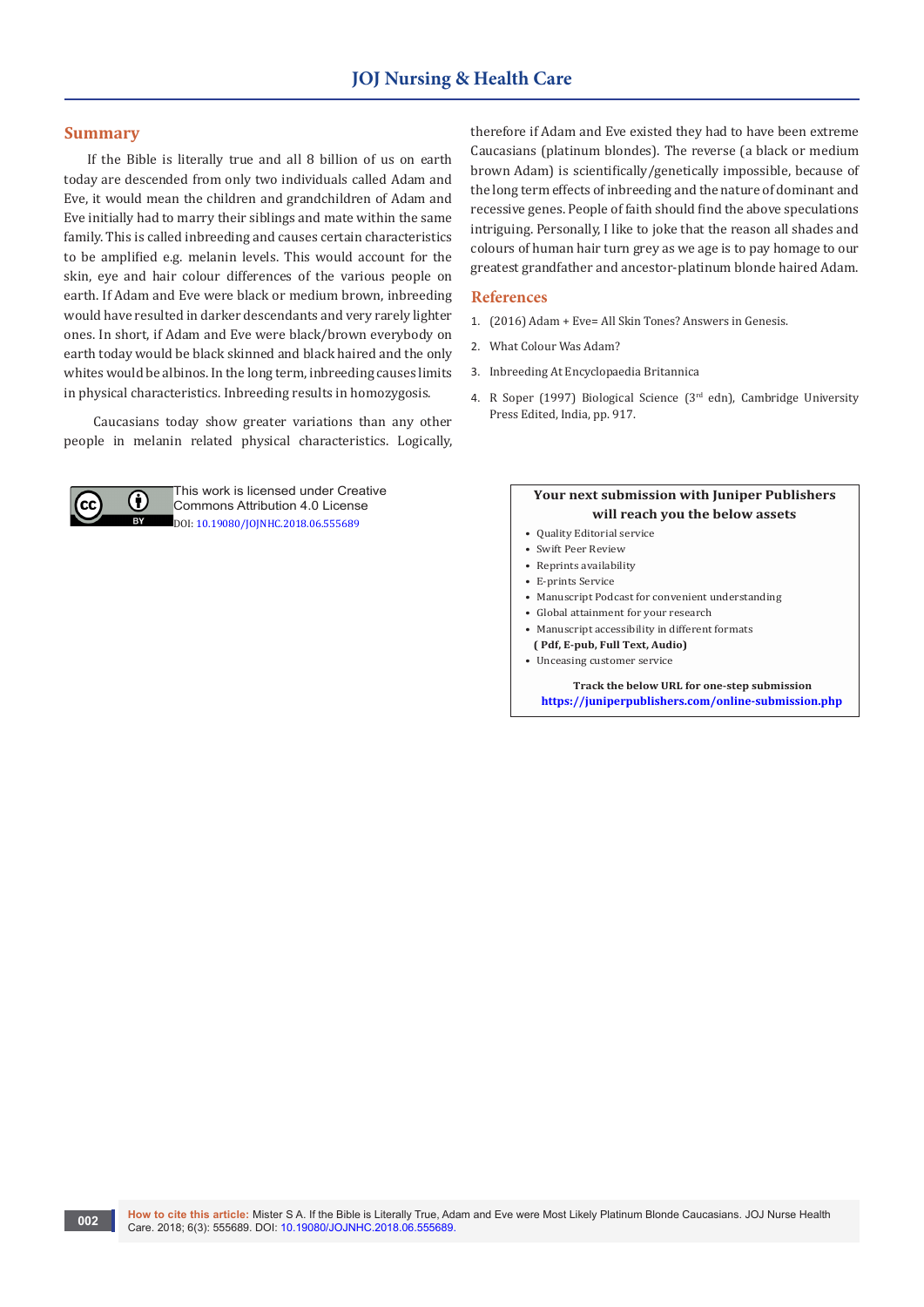## Summary

If the Bible is literally true and all 8 billion of us on earth today are descended from only two individuals called Adam and Eve, it would mean the children and grandchildren of Adam and Eve initially had to marry their siblings and mate within the same family. This is called inbreeding and causes certain characteristics to be amplified e.g. melanin levels. This would account for the skin, eye and hair colour differences of the various people on earth. If Adam and Eve were black or medium brown, inbreeding would have resulted in darker descendants and very rarely lighter ones. In short, if Adam and Eve were black/brown everybody on earth today would be black skinned and black haired and the only whites would be albinos. In the long term, inbreeding causes limits in physical characteristics. Inbreeding results in homozygosis.

Caucasians today show greater variations than any other people in melanin related physical characteristics. Logically, therefore if Adam and Eve existed they had to have been extreme Caucasians (platinum blondes). The reverse (a black or medium brown Adam) is scientifically/genetically impossible, because of the long term effects of inbreeding and the nature of dominant and recessive genes. People of faith should find the above speculations intriguing. Personally, I like to joke that the reason all shades and colours of human hair turn grey as we age is to pay homage to our greatest grandfather and ancestor-platinum blonde haired Adam.

## References

1. (2016) Adam + Eve= All Skin Tones? Answers in Genesis.
2. What Colour Was Adam?
3. Inbreeding At Encyclopaedia Britannica
4. R Soper (1997) Biological Science (3rd edn), Cambridge University Press Edited, India, pp. 917.

This work is licensed under Creative Commons Attribution 4.0 License
DOI: 10.19080/JOJNHC.2018.06.555689

**Your next submission with Juniper Publishers will reach you the below assets**

- Quality Editorial service
- Swift Peer Review
- Reprints availability
- E-prints Service
- Manuscript Podcast for convenient understanding
- Global attainment for your research
- Manuscript accessibility in different formats **( Pdf, E-pub, Full Text, Audio)**
- Unceasing customer service

**Track the below URL for one-step submission**
**https://juniperpublishers.com/online-submission.php**